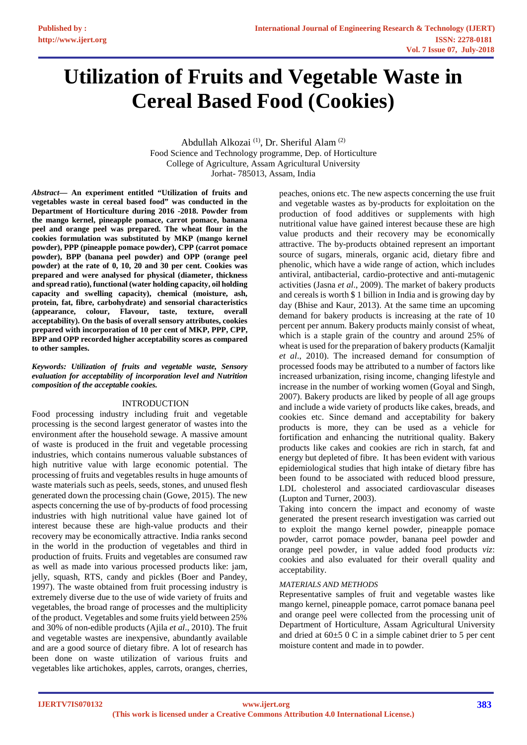# Utilization of Fruits and Vegetable Waste in Cereal Based Food (Cookies)

Abdullah Alkozai [(1)], Dr. Sheriful Alam [(2)]
Food Science and Technology programme, Dep. of Horticulture
College of Agriculture, Assam Agricultural University
Jorhat- 785013, Assam, India

***Abstract*— An experiment entitled "Utilization of fruits and vegetables waste in cereal based food" was conducted in the Department of Horticulture during 2016 -2018. Powder from the mango kernel, pineapple pomace, carrot pomace, banana peel and orange peel was prepared. The wheat flour in the cookies formulation was substituted by MKP (mango kernel powder), PPP (pineapple pomace powder), CPP (carrot pomace powder), BPP (banana peel powder) and OPP (orange peel powder) at the rate of 0, 10, 20 and 30 per cent. Cookies was prepared and were analysed for physical (diameter, thickness and spread ratio), functional (water holding capacity, oil holding capacity and swelling capacity), chemical (moisture, ash, protein, fat, fibre, carbohydrate) and sensorial characteristics (appearance, colour, Flavour, taste, texture, overall acceptability). On the basis of overall sensory attributes, cookies prepared with incorporation of 10 per cent of MKP, PPP, CPP, BPP and OPP recorded higher acceptability scores as compared to other samples.**

***Keywords: Utilization of fruits and vegetable waste, Sensory evaluation for acceptability of incorporation level and Nutrition composition of the acceptable cookies.***

## INTRODUCTION

Food processing industry including fruit and vegetable processing is the second largest generator of wastes into the environment after the household sewage. A massive amount of waste is produced in the fruit and vegetable processing industries, which contains numerous valuable substances of high nutritive value with large economic potential. The processing of fruits and vegetables results in huge amounts of waste materials such as peels, seeds, stones, and unused flesh generated down the processing chain (Gowe, 2015). The new aspects concerning the use of by-products of food processing industries with high nutritional value have gained lot of interest because these are high-value products and their recovery may be economically attractive. India ranks second in the world in the production of vegetables and third in production of fruits. Fruits and vegetables are consumed raw as well as made into various processed products like: jam, jelly, squash, RTS, candy and pickles (Boer and Pandey, 1997). The waste obtained from fruit processing industry is extremely diverse due to the use of wide variety of fruits and vegetables, the broad range of processes and the multiplicity of the product. Vegetables and some fruits yield between 25% and 30% of non-edible products (Ajila *et al*., 2010). The fruit and vegetable wastes are inexpensive, abundantly available and are a good source of dietary fibre. A lot of research has been done on waste utilization of various fruits and vegetables like artichokes, apples, carrots, oranges, cherries, peaches, onions etc. The new aspects concerning the use fruit and vegetable wastes as by-products for exploitation on the production of food additives or supplements with high nutritional value have gained interest because these are high value products and their recovery may be economically attractive. The by-products obtained represent an important source of sugars, minerals, organic acid, dietary fibre and phenolic, which have a wide range of action, which includes antiviral, antibacterial, cardio-protective and anti-mutagenic activities (Jasna *et al*., 2009). The market of bakery products and cereals is worth $ 1 billion in India and is growing day by day (Bhise and Kaur, 2013). At the same time an upcoming demand for bakery products is increasing at the rate of 10 percent per annum. Bakery products mainly consist of wheat, which is a staple grain of the country and around 25% of wheat is used for the preparation of bakery products (Kamaljit *et al*., 2010). The increased demand for consumption of processed foods may be attributed to a number of factors like increased urbanization, rising income, changing lifestyle and increase in the number of working women (Goyal and Singh, 2007). Bakery products are liked by people of all age groups and include a wide variety of products like cakes, breads, and cookies etc. Since demand and acceptability for bakery products is more, they can be used as a vehicle for fortification and enhancing the nutritional quality. Bakery products like cakes and cookies are rich in starch, fat and energy but depleted of fibre. It has been evident with various epidemiological studies that high intake of dietary fibre has been found to be associated with reduced blood pressure, LDL cholesterol and associated cardiovascular diseases (Lupton and Turner, 2003).

Taking into concern the impact and economy of waste generated the present research investigation was carried out to exploit the mango kernel powder, pineapple pomace powder, carrot pomace powder, banana peel powder and orange peel powder, in value added food products *viz*: cookies and also evaluated for their overall quality and acceptability.

*MATERIALS AND METHODS*

Representative samples of fruit and vegetable wastes like mango kernel, pineapple pomace, carrot pomace banana peel and orange peel were collected from the processing unit of Department of Horticulture, Assam Agricultural University and dried at 60±5 0 C in a simple cabinet drier to 5 per cent moisture content and made in to powder.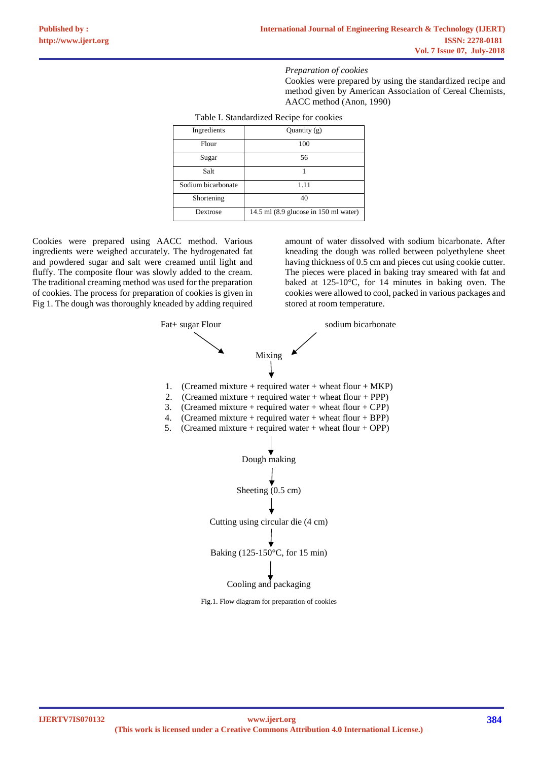*Preparation of cookies*

Cookies were prepared by using the standardized recipe and method given by American Association of Cereal Chemists, AACC method (Anon, 1990)

Table I. Standardized Recipe for cookies

| Ingredients | Quantity (g) |
|---|---|
| Flour | 100 |
| Sugar | 56 |
| Salt | 1 |
| Sodium bicarbonate | 1.11 |
| Shortening | 40 |
| Dextrose | 14.5 ml (8.9 glucose in 150 ml water) |

Cookies were prepared using AACC method. Various ingredients were weighed accurately. The hydrogenated fat and powdered sugar and salt were creamed until light and fluffy. The composite flour was slowly added to the cream. The traditional creaming method was used for the preparation of cookies. The process for preparation of cookies is given in Fig 1. The dough was thoroughly kneaded by adding required amount of water dissolved with sodium bicarbonate. After kneading the dough was rolled between polyethylene sheet having thickness of 0.5 cm and pieces cut using cookie cutter. The pieces were placed in baking tray smeared with fat and baked at 125-10°C, for 14 minutes in baking oven. The cookies were allowed to cool, packed in various packages and stored at room temperature.

Fat+ sugar Flour → Mixing ← sodium bicarbonate

↓

1. (Creamed mixture + required water + wheat flour + MKP)
2. (Creamed mixture + required water + wheat flour + PPP)
3. (Creamed mixture + required water + wheat flour + CPP)
4. (Creamed mixture + required water + wheat flour + BPP)
5. (Creamed mixture + required water + wheat flour + OPP)

↓

Dough making

↓

Sheeting (0.5 cm)

↓

Cutting using circular die (4 cm)

↓

Baking (125-150°C, for 15 min)

↓

Cooling and packaging

Fig.1. Flow diagram for preparation of cookies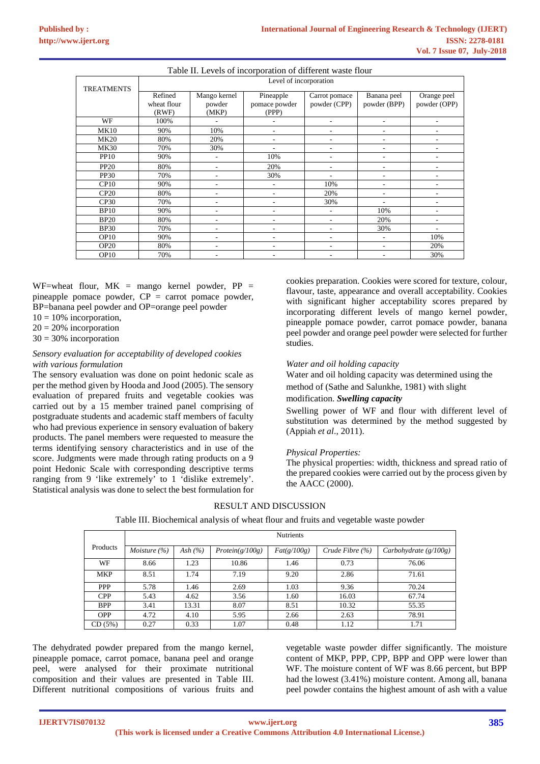Table II. Levels of incorporation of different waste flour

| TREATMENTS | Level of incorporation | | | | | |
|---|---|---|---|---|---|---|
| | Refined wheat flour (RWF) | Mango kernel powder (MKP) | Pineapple pomace powder (PPP) | Carrot pomace powder (CPP) | Banana peel powder (BPP) | Orange peel powder (OPP) |
| WF | 100% | - | - | - | - | - |
| MK10 | 90% | 10% | - | - | - | - |
| MK20 | 80% | 20% | - | - | - | - |
| MK30 | 70% | 30% | - | - | - | - |
| PP10 | 90% | - | 10% | - | - | - |
| PP20 | 80% | - | 20% | - | - | - |
| PP30 | 70% | - | 30% | - | - | - |
| CP10 | 90% | - | - | 10% | - | - |
| CP20 | 80% | - | - | 20% | - | - |
| CP30 | 70% | - | - | 30% | - | - |
| BP10 | 90% | - | - | - | 10% | - |
| BP20 | 80% | - | - | - | 20% | - |
| BP30 | 70% | - | - | - | 30% | - |
| OP10 | 90% | - | - | - | - | 10% |
| OP20 | 80% | - | - | - | - | 20% |
| OP10 | 70% | - | - | - | - | 30% |

WF=wheat flour, MK = mango kernel powder, PP = pineapple pomace powder, CP = carrot pomace powder, BP=banana peel powder and OP=orange peel powder

10 = 10% incorporation,
20 = 20% incorporation
30 = 30% incorporation

*Sensory evaluation for acceptability of developed cookies with various formulation*

The sensory evaluation was done on point hedonic scale as per the method given by Hooda and Jood (2005). The sensory evaluation of prepared fruits and vegetable cookies was carried out by a 15 member trained panel comprising of postgraduate students and academic staff members of faculty who had previous experience in sensory evaluation of bakery products. The panel members were requested to measure the terms identifying sensory characteristics and in use of the score. Judgments were made through rating products on a 9 point Hedonic Scale with corresponding descriptive terms ranging from 9 'like extremely' to 1 'dislike extremely'. Statistical analysis was done to select the best formulation for cookies preparation. Cookies were scored for texture, colour, flavour, taste, appearance and overall acceptability. Cookies with significant higher acceptability scores prepared by incorporating different levels of mango kernel powder, pineapple pomace powder, carrot pomace powder, banana peel powder and orange peel powder were selected for further studies.

*Water and oil holding capacity*

Water and oil holding capacity was determined using the method of (Sathe and Salunkhe, 1981) with slight modification.

***Swelling capacity***

Swelling power of WF and flour with different level of substitution was determined by the method suggested by (Appiah *et al*., 2011).

*Physical Properties:*

The physical properties: width, thickness and spread ratio of the prepared cookies were carried out by the process given by the AACC (2000).

## RESULT AND DISCUSSION

Table III. Biochemical analysis of wheat flour and fruits and vegetable waste powder

| Products | Nutrients | | | | | |
|---|---|---|---|---|---|---|
| | *Moisture (%)* | *Ash (%)* | *Protein(g/100g)* | *Fat(g/100g)* | *Crude Fibre (%)* | *Carbohydrate (g/100g)* |
| WF | 8.66 | 1.23 | 10.86 | 1.46 | 0.73 | 76.06 |
| MKP | 8.51 | 1.74 | 7.19 | 9.20 | 2.86 | 71.61 |
| PPP | 5.78 | 1.46 | 2.69 | 1.03 | 9.36 | 70.24 |
| CPP | 5.43 | 4.62 | 3.56 | 1.60 | 16.03 | 67.74 |
| BPP | 3.41 | 13.31 | 8.07 | 8.51 | 10.32 | 55.35 |
| OPP | 4.72 | 4.10 | 5.95 | 2.66 | 2.63 | 78.91 |
| CD (5%) | 0.27 | 0.33 | 1.07 | 0.48 | 1.12 | 1.71 |

The dehydrated powder prepared from the mango kernel, pineapple pomace, carrot pomace, banana peel and orange peel, were analysed for their proximate nutritional composition and their values are presented in Table III. Different nutritional compositions of various fruits and vegetable waste powder differ significantly. The moisture content of MKP, PPP, CPP, BPP and OPP were lower than WF. The moisture content of WF was 8.66 percent, but BPP had the lowest (3.41%) moisture content. Among all, banana peel powder contains the highest amount of ash with a value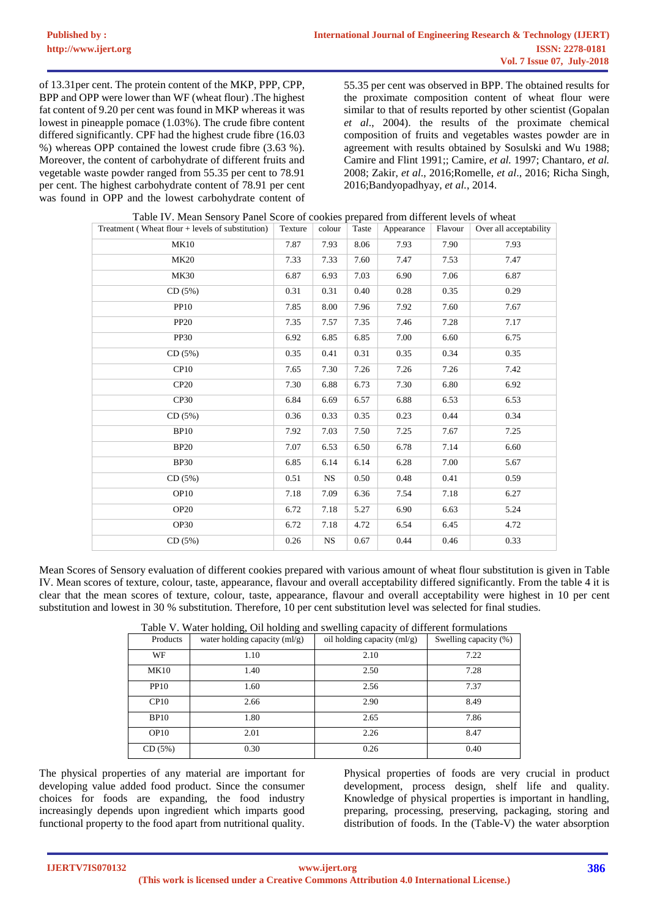of 13.31per cent. The protein content of the MKP, PPP, CPP, BPP and OPP were lower than WF (wheat flour) .The highest fat content of 9.20 per cent was found in MKP whereas it was lowest in pineapple pomace (1.03%). The crude fibre content differed significantly. CPF had the highest crude fibre (16.03 %) whereas OPP contained the lowest crude fibre (3.63 %). Moreover, the content of carbohydrate of different fruits and vegetable waste powder ranged from 55.35 per cent to 78.91 per cent. The highest carbohydrate content of 78.91 per cent was found in OPP and the lowest carbohydrate content of 55.35 per cent was observed in BPP. The obtained results for the proximate composition content of wheat flour were similar to that of results reported by other scientist (Gopalan *et al*., 2004). the results of the proximate chemical composition of fruits and vegetables wastes powder are in agreement with results obtained by Sosulski and Wu 1988; Camire and Flint 1991;; Camire, *et al.* 1997; Chantaro, *et al.* 2008; Zakir, *et al*., 2016;Romelle, *et al*., 2016; Richa Singh, 2016;Bandyopadhyay, *et al.*, 2014.

Table IV. Mean Sensory Panel Score of cookies prepared from different levels of wheat

| Treatment ( Wheat flour + levels of substitution) | Texture | colour | Taste | Appearance | Flavour | Over all acceptability |
|---|---|---|---|---|---|---|
| MK10 | 7.87 | 7.93 | 8.06 | 7.93 | 7.90 | 7.93 |
| MK20 | 7.33 | 7.33 | 7.60 | 7.47 | 7.53 | 7.47 |
| MK30 | 6.87 | 6.93 | 7.03 | 6.90 | 7.06 | 6.87 |
| CD (5%) | 0.31 | 0.31 | 0.40 | 0.28 | 0.35 | 0.29 |
| PP10 | 7.85 | 8.00 | 7.96 | 7.92 | 7.60 | 7.67 |
| PP20 | 7.35 | 7.57 | 7.35 | 7.46 | 7.28 | 7.17 |
| PP30 | 6.92 | 6.85 | 6.85 | 7.00 | 6.60 | 6.75 |
| CD (5%) | 0.35 | 0.41 | 0.31 | 0.35 | 0.34 | 0.35 |
| CP10 | 7.65 | 7.30 | 7.26 | 7.26 | 7.26 | 7.42 |
| CP20 | 7.30 | 6.88 | 6.73 | 7.30 | 6.80 | 6.92 |
| CP30 | 6.84 | 6.69 | 6.57 | 6.88 | 6.53 | 6.53 |
| CD (5%) | 0.36 | 0.33 | 0.35 | 0.23 | 0.44 | 0.34 |
| BP10 | 7.92 | 7.03 | 7.50 | 7.25 | 7.67 | 7.25 |
| BP20 | 7.07 | 6.53 | 6.50 | 6.78 | 7.14 | 6.60 |
| BP30 | 6.85 | 6.14 | 6.14 | 6.28 | 7.00 | 5.67 |
| CD (5%) | 0.51 | NS | 0.50 | 0.48 | 0.41 | 0.59 |
| OP10 | 7.18 | 7.09 | 6.36 | 7.54 | 7.18 | 6.27 |
| OP20 | 6.72 | 7.18 | 5.27 | 6.90 | 6.63 | 5.24 |
| OP30 | 6.72 | 7.18 | 4.72 | 6.54 | 6.45 | 4.72 |
| CD (5%) | 0.26 | NS | 0.67 | 0.44 | 0.46 | 0.33 |

Mean Scores of Sensory evaluation of different cookies prepared with various amount of wheat flour substitution is given in Table IV. Mean scores of texture, colour, taste, appearance, flavour and overall acceptability differed significantly. From the table 4 it is clear that the mean scores of texture, colour, taste, appearance, flavour and overall acceptability were highest in 10 per cent substitution and lowest in 30 % substitution. Therefore, 10 per cent substitution level was selected for final studies.

Table V. Water holding, Oil holding and swelling capacity of different formulations

| Products | water holding capacity (ml/g) | oil holding capacity (ml/g) | Swelling capacity (%) |
|---|---|---|---|
| WF | 1.10 | 2.10 | 7.22 |
| MK10 | 1.40 | 2.50 | 7.28 |
| PP10 | 1.60 | 2.56 | 7.37 |
| CP10 | 2.66 | 2.90 | 8.49 |
| BP10 | 1.80 | 2.65 | 7.86 |
| OP10 | 2.01 | 2.26 | 8.47 |
| CD (5%) | 0.30 | 0.26 | 0.40 |

The physical properties of any material are important for developing value added food product. Since the consumer choices for foods are expanding, the food industry increasingly depends upon ingredient which imparts good functional property to the food apart from nutritional quality. Physical properties of foods are very crucial in product development, process design, shelf life and quality. Knowledge of physical properties is important in handling, preparing, processing, preserving, packaging, storing and distribution of foods. In the (Table-V) the water absorption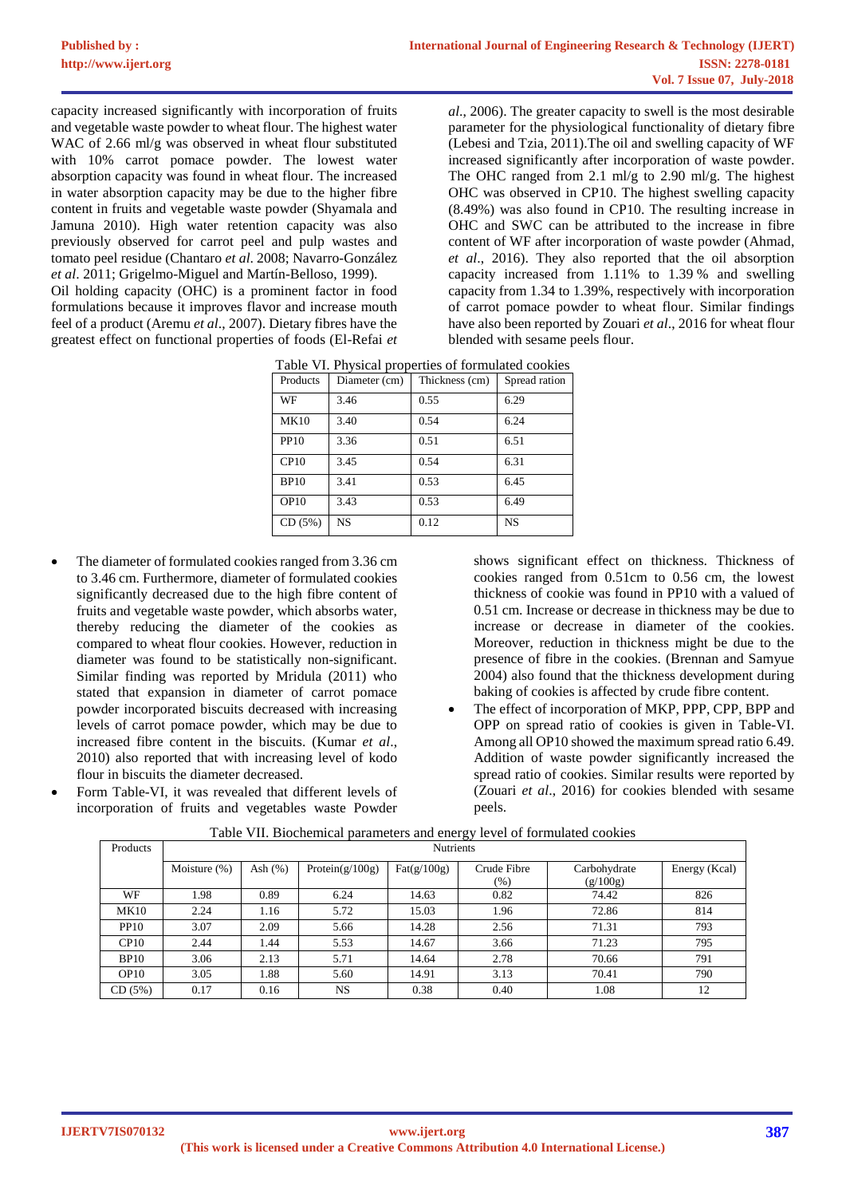capacity increased significantly with incorporation of fruits and vegetable waste powder to wheat flour. The highest water WAC of 2.66 ml/g was observed in wheat flour substituted with 10% carrot pomace powder. The lowest water absorption capacity was found in wheat flour. The increased in water absorption capacity may be due to the higher fibre content in fruits and vegetable waste powder (Shyamala and Jamuna 2010). High water retention capacity was also previously observed for carrot peel and pulp wastes and tomato peel residue (Chantaro *et al*. 2008; Navarro-González *et al*. 2011; Grigelmo-Miguel and Martín-Belloso, 1999).

Oil holding capacity (OHC) is a prominent factor in food formulations because it improves flavor and increase mouth feel of a product (Aremu *et al*., 2007). Dietary fibres have the greatest effect on functional properties of foods (El-Refai *et al*., 2006). The greater capacity to swell is the most desirable parameter for the physiological functionality of dietary fibre (Lebesi and Tzia, 2011).The oil and swelling capacity of WF increased significantly after incorporation of waste powder. The OHC ranged from 2.1 ml/g to 2.90 ml/g. The highest OHC was observed in CP10. The highest swelling capacity (8.49%) was also found in CP10. The resulting increase in OHC and SWC can be attributed to the increase in fibre content of WF after incorporation of waste powder (Ahmad, *et al*., 2016). They also reported that the oil absorption capacity increased from 1.11% to 1.39 % and swelling capacity from 1.34 to 1.39%, respectively with incorporation of carrot pomace powder to wheat flour. Similar findings have also been reported by Zouari *et al*., 2016 for wheat flour blended with sesame peels flour.

Table VI. Physical properties of formulated cookies

| Products | Diameter (cm) | Thickness (cm) | Spread ration |
|---|---|---|---|
| WF | 3.46 | 0.55 | 6.29 |
| MK10 | 3.40 | 0.54 | 6.24 |
| PP10 | 3.36 | 0.51 | 6.51 |
| CP10 | 3.45 | 0.54 | 6.31 |
| BP10 | 3.41 | 0.53 | 6.45 |
| OP10 | 3.43 | 0.53 | 6.49 |
| CD (5%) | NS | 0.12 | NS |

- The diameter of formulated cookies ranged from 3.36 cm to 3.46 cm. Furthermore, diameter of formulated cookies significantly decreased due to the high fibre content of fruits and vegetable waste powder, which absorbs water, thereby reducing the diameter of the cookies as compared to wheat flour cookies. However, reduction in diameter was found to be statistically non-significant. Similar finding was reported by Mridula (2011) who stated that expansion in diameter of carrot pomace powder incorporated biscuits decreased with increasing levels of carrot pomace powder, which may be due to increased fibre content in the biscuits. (Kumar *et al*., 2010) also reported that with increasing level of kodo flour in biscuits the diameter decreased.
- Form Table-VI, it was revealed that different levels of incorporation of fruits and vegetables waste Powder shows significant effect on thickness. Thickness of cookies ranged from 0.51cm to 0.56 cm, the lowest thickness of cookie was found in PP10 with a valued of 0.51 cm. Increase or decrease in thickness may be due to increase or decrease in diameter of the cookies. Moreover, reduction in thickness might be due to the presence of fibre in the cookies. (Brennan and Samyue 2004) also found that the thickness development during baking of cookies is affected by crude fibre content.
- The effect of incorporation of MKP, PPP, CPP, BPP and OPP on spread ratio of cookies is given in Table-VI. Among all OP10 showed the maximum spread ratio 6.49. Addition of waste powder significantly increased the spread ratio of cookies. Similar results were reported by (Zouari *et al*., 2016) for cookies blended with sesame peels.

Table VII. Biochemical parameters and energy level of formulated cookies

| Products | Nutrients | | | | | | |
|---|---|---|---|---|---|---|---|
| | Moisture (%) | Ash (%) | Protein(g/100g) | Fat(g/100g) | Crude Fibre (%) | Carbohydrate (g/100g) | Energy (Kcal) |
| WF | 1.98 | 0.89 | 6.24 | 14.63 | 0.82 | 74.42 | 826 |
| MK10 | 2.24 | 1.16 | 5.72 | 15.03 | 1.96 | 72.86 | 814 |
| PP10 | 3.07 | 2.09 | 5.66 | 14.28 | 2.56 | 71.31 | 793 |
| CP10 | 2.44 | 1.44 | 5.53 | 14.67 | 3.66 | 71.23 | 795 |
| BP10 | 3.06 | 2.13 | 5.71 | 14.64 | 2.78 | 70.66 | 791 |
| OP10 | 3.05 | 1.88 | 5.60 | 14.91 | 3.13 | 70.41 | 790 |
| CD (5%) | 0.17 | 0.16 | NS | 0.38 | 0.40 | 1.08 | 12 |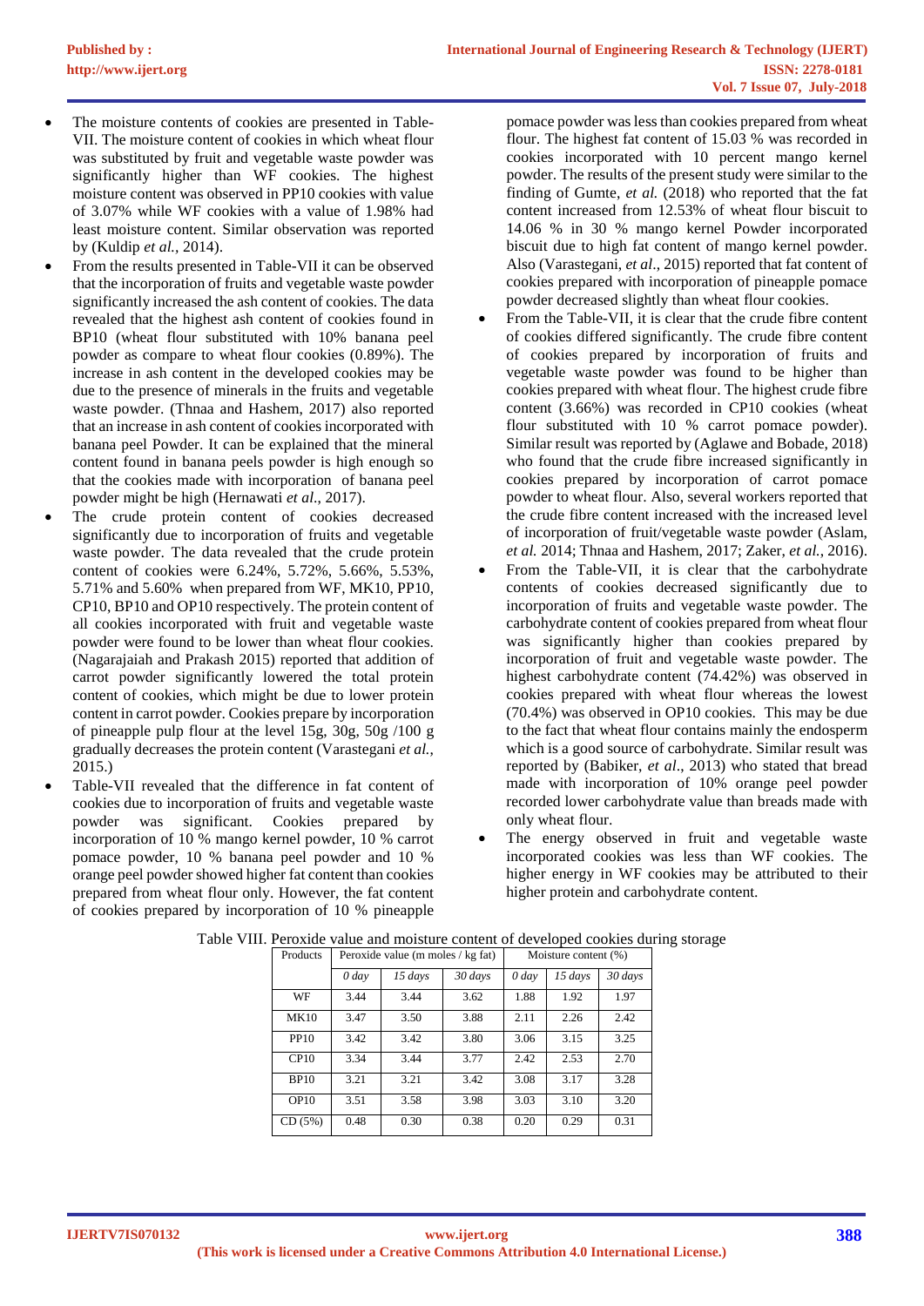- The moisture contents of cookies are presented in Table-VII. The moisture content of cookies in which wheat flour was substituted by fruit and vegetable waste powder was significantly higher than WF cookies. The highest moisture content was observed in PP10 cookies with value of 3.07% while WF cookies with a value of 1.98% had least moisture content. Similar observation was reported by (Kuldip *et al.*, 2014).
- From the results presented in Table-VII it can be observed that the incorporation of fruits and vegetable waste powder significantly increased the ash content of cookies. The data revealed that the highest ash content of cookies found in BP10 (wheat flour substituted with 10% banana peel powder as compare to wheat flour cookies (0.89%). The increase in ash content in the developed cookies may be due to the presence of minerals in the fruits and vegetable waste powder. (Thnaa and Hashem, 2017) also reported that an increase in ash content of cookies incorporated with banana peel Powder. It can be explained that the mineral content found in banana peels powder is high enough so that the cookies made with incorporation of banana peel powder might be high (Hernawati *et al.*, 2017).
- The crude protein content of cookies decreased significantly due to incorporation of fruits and vegetable waste powder. The data revealed that the crude protein content of cookies were 6.24%, 5.72%, 5.66%, 5.53%, 5.71% and 5.60% when prepared from WF, MK10, PP10, CP10, BP10 and OP10 respectively. The protein content of all cookies incorporated with fruit and vegetable waste powder were found to be lower than wheat flour cookies. (Nagarajaiah and Prakash 2015) reported that addition of carrot powder significantly lowered the total protein content of cookies, which might be due to lower protein content in carrot powder. Cookies prepare by incorporation of pineapple pulp flour at the level 15g, 30g, 50g /100 g gradually decreases the protein content (Varastegani *et al.*, 2015.)
- Table-VII revealed that the difference in fat content of cookies due to incorporation of fruits and vegetable waste powder was significant. Cookies prepared by incorporation of 10 % mango kernel powder, 10 % carrot pomace powder, 10 % banana peel powder and 10 % orange peel powder showed higher fat content than cookies prepared from wheat flour only. However, the fat content of cookies prepared by incorporation of 10 % pineapple pomace powder was less than cookies prepared from wheat flour. The highest fat content of 15.03 % was recorded in cookies incorporated with 10 percent mango kernel powder. The results of the present study were similar to the finding of Gumte, *et al.* (2018) who reported that the fat content increased from 12.53% of wheat flour biscuit to 14.06 % in 30 % mango kernel Powder incorporated biscuit due to high fat content of mango kernel powder. Also (Varastegani, *et al*., 2015) reported that fat content of cookies prepared with incorporation of pineapple pomace powder decreased slightly than wheat flour cookies.
- From the Table-VII, it is clear that the crude fibre content of cookies differed significantly. The crude fibre content of cookies prepared by incorporation of fruits and vegetable waste powder was found to be higher than cookies prepared with wheat flour. The highest crude fibre content (3.66%) was recorded in CP10 cookies (wheat flour substituted with 10 % carrot pomace powder). Similar result was reported by (Aglawe and Bobade, 2018) who found that the crude fibre increased significantly in cookies prepared by incorporation of carrot pomace powder to wheat flour. Also, several workers reported that the crude fibre content increased with the increased level of incorporation of fruit/vegetable waste powder (Aslam, *et al.* 2014; Thnaa and Hashem, 2017; Zaker, *et al.*, 2016).
- From the Table-VII, it is clear that the carbohydrate contents of cookies decreased significantly due to incorporation of fruits and vegetable waste powder. The carbohydrate content of cookies prepared from wheat flour was significantly higher than cookies prepared by incorporation of fruit and vegetable waste powder. The highest carbohydrate content (74.42%) was observed in cookies prepared with wheat flour whereas the lowest (70.4%) was observed in OP10 cookies. This may be due to the fact that wheat flour contains mainly the endosperm which is a good source of carbohydrate. Similar result was reported by (Babiker, *et al*., 2013) who stated that bread made with incorporation of 10% orange peel powder recorded lower carbohydrate value than breads made with only wheat flour.
- The energy observed in fruit and vegetable waste incorporated cookies was less than WF cookies. The higher energy in WF cookies may be attributed to their higher protein and carbohydrate content.

Table VIII. Peroxide value and moisture content of developed cookies during storage

| Products | Peroxide value (m moles / kg fat) | | | Moisture content (%) | | |
|---|---|---|---|---|---|---|
| | *0 day* | *15 days* | *30 days* | *0 day* | *15 days* | *30 days* |
| WF | 3.44 | 3.44 | 3.62 | 1.88 | 1.92 | 1.97 |
| MK10 | 3.47 | 3.50 | 3.88 | 2.11 | 2.26 | 2.42 |
| PP10 | 3.42 | 3.42 | 3.80 | 3.06 | 3.15 | 3.25 |
| CP10 | 3.34 | 3.44 | 3.77 | 2.42 | 2.53 | 2.70 |
| BP10 | 3.21 | 3.21 | 3.42 | 3.08 | 3.17 | 3.28 |
| OP10 | 3.51 | 3.58 | 3.98 | 3.03 | 3.10 | 3.20 |
| CD (5%) | 0.48 | 0.30 | 0.38 | 0.20 | 0.29 | 0.31 |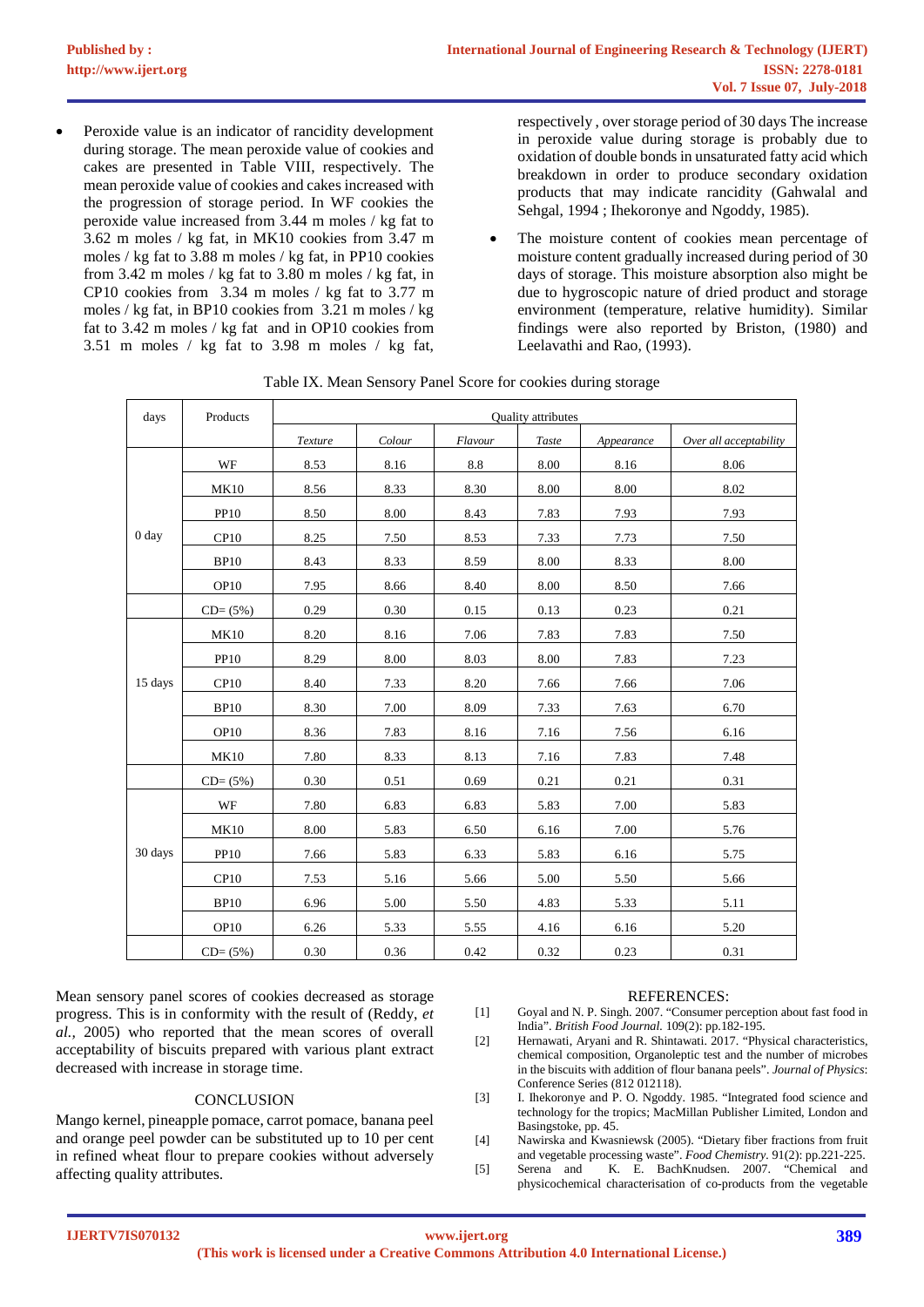- Peroxide value is an indicator of rancidity development during storage. The mean peroxide value of cookies and cakes are presented in Table VIII, respectively. The mean peroxide value of cookies and cakes increased with the progression of storage period. In WF cookies the peroxide value increased from 3.44 m moles / kg fat to 3.62 m moles / kg fat, in MK10 cookies from 3.47 m moles / kg fat to 3.88 m moles / kg fat, in PP10 cookies from 3.42 m moles / kg fat to 3.80 m moles / kg fat, in CP10 cookies from 3.34 m moles / kg fat to 3.77 m moles / kg fat, in BP10 cookies from 3.21 m moles / kg fat to 3.42 m moles / kg fat and in OP10 cookies from 3.51 m moles / kg fat to 3.98 m moles / kg fat, respectively , over storage period of 30 days The increase in peroxide value during storage is probably due to oxidation of double bonds in unsaturated fatty acid which breakdown in order to produce secondary oxidation products that may indicate rancidity (Gahwalal and Sehgal, 1994 ; Ihekoronye and Ngoddy, 1985).
- The moisture content of cookies mean percentage of moisture content gradually increased during period of 30 days of storage. This moisture absorption also might be due to hygroscopic nature of dried product and storage environment (temperature, relative humidity). Similar findings were also reported by Briston, (1980) and Leelavathi and Rao, (1993).

Table IX. Mean Sensory Panel Score for cookies during storage

| days | Products | Quality attributes | | | | | |
|---|---|---|---|---|---|---|---|
| | | *Texture* | *Colour* | *Flavour* | *Taste* | *Appearance* | *Over all acceptability* |
| 0 day | WF | 8.53 | 8.16 | 8.8 | 8.00 | 8.16 | 8.06 |
| | MK10 | 8.56 | 8.33 | 8.30 | 8.00 | 8.00 | 8.02 |
| | PP10 | 8.50 | 8.00 | 8.43 | 7.83 | 7.93 | 7.93 |
| | CP10 | 8.25 | 7.50 | 8.53 | 7.33 | 7.73 | 7.50 |
| | BP10 | 8.43 | 8.33 | 8.59 | 8.00 | 8.33 | 8.00 |
| | OP10 | 7.95 | 8.66 | 8.40 | 8.00 | 8.50 | 7.66 |
| | CD= (5%) | 0.29 | 0.30 | 0.15 | 0.13 | 0.23 | 0.21 |
| 15 days | MK10 | 8.20 | 8.16 | 7.06 | 7.83 | 7.83 | 7.50 |
| | PP10 | 8.29 | 8.00 | 8.03 | 8.00 | 7.83 | 7.23 |
| | CP10 | 8.40 | 7.33 | 8.20 | 7.66 | 7.66 | 7.06 |
| | BP10 | 8.30 | 7.00 | 8.09 | 7.33 | 7.63 | 6.70 |
| | OP10 | 8.36 | 7.83 | 8.16 | 7.16 | 7.56 | 6.16 |
| | MK10 | 7.80 | 8.33 | 8.13 | 7.16 | 7.83 | 7.48 |
| | CD= (5%) | 0.30 | 0.51 | 0.69 | 0.21 | 0.21 | 0.31 |
| 30 days | WF | 7.80 | 6.83 | 6.83 | 5.83 | 7.00 | 5.83 |
| | MK10 | 8.00 | 5.83 | 6.50 | 6.16 | 7.00 | 5.76 |
| | PP10 | 7.66 | 5.83 | 6.33 | 5.83 | 6.16 | 5.75 |
| | CP10 | 7.53 | 5.16 | 5.66 | 5.00 | 5.50 | 5.66 |
| | BP10 | 6.96 | 5.00 | 5.50 | 4.83 | 5.33 | 5.11 |
| | OP10 | 6.26 | 5.33 | 5.55 | 4.16 | 6.16 | 5.20 |
| | CD= (5%) | 0.30 | 0.36 | 0.42 | 0.32 | 0.23 | 0.31 |

Mean sensory panel scores of cookies decreased as storage progress. This is in conformity with the result of (Reddy, *et al.*, 2005) who reported that the mean scores of overall acceptability of biscuits prepared with various plant extract decreased with increase in storage time.

## CONCLUSION

Mango kernel, pineapple pomace, carrot pomace, banana peel and orange peel powder can be substituted up to 10 per cent in refined wheat flour to prepare cookies without adversely affecting quality attributes.

## REFERENCES:

[1] Goyal and N. P. Singh. 2007. "Consumer perception about fast food in India". *British Food Journal.* 109(2): pp.182-195.

[2] Hernawati, Aryani and R. Shintawati. 2017. "Physical characteristics, chemical composition, Organoleptic test and the number of microbes in the biscuits with addition of flour banana peels". *Journal of Physics*: Conference Series (812 012118).

[3] I. Ihekoronye and P. O. Ngoddy. 1985. "Integrated food science and technology for the tropics; MacMillan Publisher Limited, London and Basingstoke, pp. 45.

[4] Nawirska and Kwasniewsk (2005). "Dietary fiber fractions from fruit and vegetable processing waste". *Food Chemistry.* 91(2): pp.221-225.

[5] Serena and K. E. BachKnudsen. 2007. "Chemical and physicochemical characterisation of co-products from the vegetable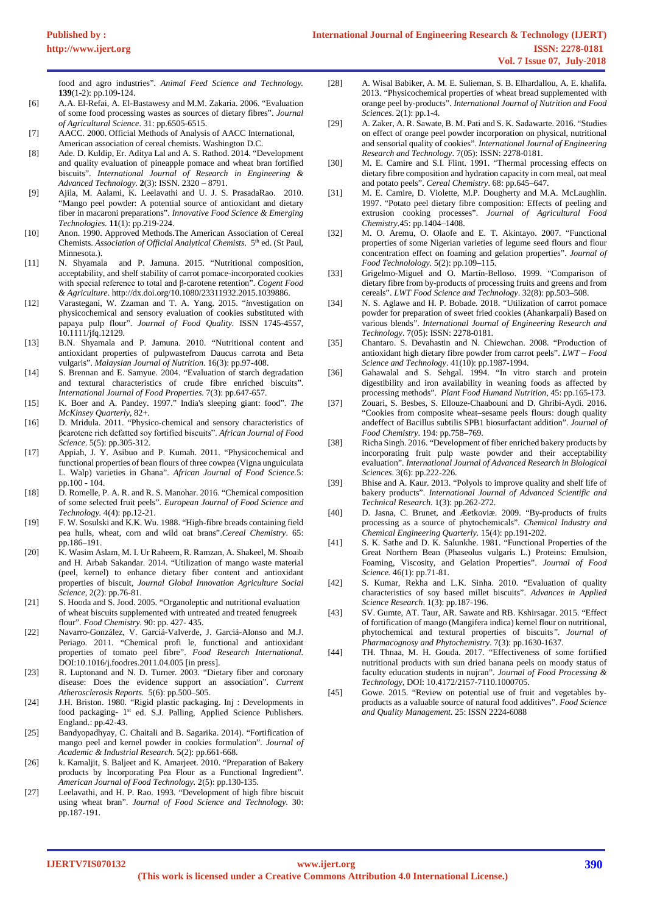food and agro industries". *Animal Feed Science and Technology.* **139**(1-2): pp.109-124.

[6] A.A. El-Refai, A. El-Bastawesy and M.M. Zakaria. 2006. "Evaluation of some food processing wastes as sources of dietary fibres". *Journal of Agricultural Science*. 31: pp.6505-6515.

[7] AACC. 2000. Official Methods of Analysis of AACC International, American association of cereal chemists. Washington D.C.

[8] Ade. D. Kuldip, Er. Aditya Lal and A. S. Rathod. 2014. "Development and quality evaluation of pineapple pomace and wheat bran fortified biscuits". *International Journal of Research in Engineering & Advanced Technology.* **2**(3): ISSN. 2320 – 8791.

[9] Ajila, M. Aalami, K. Leelavathi and U. J. S. PrasadaRao. 2010. "Mango peel powder: A potential source of antioxidant and dietary fiber in macaroni preparations". *Innovative Food Science & Emerging Technologies.* **11**(1): pp.219-224.

[10] Anon. 1990. Approved Methods.The American Association of Cereal Chemists. *Association of Official Analytical Chemists*. 5th ed. (St Paul, Minnesota.).

[11] N. Shyamala and P. Jamuna. 2015. "Nutritional composition, acceptability, and shelf stability of carrot pomace-incorporated cookies with special reference to total and β-carotene retention". *Cogent Food & Agriculture*. http://dx.doi.org/10.1080/23311932.2015.1039886.

[12] Varastegani, W. Zzaman and T. A. Yang. 2015. "investigation on physicochemical and sensory evaluation of cookies substituted with papaya pulp flour". *Journal of Food Quality.* ISSN 1745-4557, 10.1111/jfq.12129.

[13] B.N. Shyamala and P. Jamuna. 2010. "Nutritional content and antioxidant properties of pulpwastefrom Daucus carrota and Beta vulgaris". *Malaysian Journal of Nutrition*. 16(3): pp.97-408.

[14] S. Brennan and E. Samyue. 2004. "Evaluation of starch degradation and textural characteristics of crude fibre enriched biscuits". *International Journal of Food Properties*. 7(3): pp.647-657.

[15] K. Boer and A. Pandey. 1997." India's sleeping giant: food". *The McKinsey Quarterly*, 82+.

[16] D. Mridula. 2011. "Physico-chemical and sensory characteristics of βcarotene rich defatted soy fortified biscuits". *African Journal of Food Science*. 5(5): pp.305-312.

[17] Appiah, J. Y. Asibuo and P. Kumah. 2011. "Physicochemical and functional properties of bean flours of three cowpea (Vigna unguiculata L. Walp) varieties in Ghana". *African Journal of Food Science*.5: pp.100 - 104.

[18] D. Romelle, P. A. R. and R. S. Manohar. 2016. "Chemical composition of some selected fruit peels". *European Journal of Food Science and Technology*. 4(4): pp.12-21.

[19] F. W. Sosulski and K.K. Wu. 1988. "High-fibre breads containing field pea hulls, wheat, corn and wild oat brans".*Cereal Chemistry*. 65: pp.186–191.

[20] K. Wasim Aslam, M. I. Ur Raheem, R. Ramzan, A. Shakeel, M. Shoaib and H. Arbab Sakandar. 2014. "Utilization of mango waste material (peel, kernel) to enhance dietary fiber content and antioxidant properties of biscuit, *Journal Global Innovation Agriculture Social Science*, 2(2): pp.76-81.

[21] S. Hooda and S. Jood. 2005. "Organoleptic and nutritional evaluation of wheat biscuits supplemented with untreated and treated fenugreek flour". *Food Chemistry*. 90: pp. 427- 435.

[22] Navarro-González, V. Garciá-Valverde, J. Garciá-Alonso and M.J. Periago. 2011. "Chemical profi le, functional and antioxidant properties of tomato peel fibre". *Food Research International.* DOI:10.1016/j.foodres.2011.04.005 [in press].

[23] R. Luptonand and N. D. Turner. 2003. "Dietary fiber and coronary disease: Does the evidence support an association". *Current Atherosclerosis Reports.* 5(6): pp.500–505.

[24] J.H. Briston. 1980. "Rigid plastic packaging. Inj : Developments in food packaging- 1st ed. S.J. Palling, Applied Science Publishers. England.: pp.42-43.

[25] Bandyopadhyay, C. Chaitali and B. Sagarika. 2014). "Fortification of mango peel and kernel powder in cookies formulation". *Journal of Academic & Industrial Research.* 5(2): pp.661-668.

[26] k. Kamaljit, S. Baljeet and K. Amarjeet. 2010. "Preparation of Bakery products by Incorporating Pea Flour as a Functional Ingredient". *American Journal of Food Technology.* 2(5): pp.130-135.

[27] Leelavathi, and H. P. Rao. 1993. "Development of high fibre biscuit using wheat bran". *Journal of Food Science and Technology.* 30: pp.187-191.

[28] A. Wisal Babiker, A. M. E. Sulieman, S. B. Elhardallou, A. E. khalifa. 2013. "Physicochemical properties of wheat bread supplemented with orange peel by-products". *International Journal of Nutrition and Food Sciences*. 2(1): pp.1-4.

[29] A. Zaker, A. R. Sawate, B. M. Pati and S. K. Sadawarte. 2016. "Studies on effect of orange peel powder incorporation on physical, nutritional and sensorial quality of cookies". *International Journal of Engineering Research and Technology*. 7(05): ISSN: 2278-0181.

[30] M. E. Camire and S.I. Flint. 1991. "Thermal processing effects on dietary fibre composition and hydration capacity in corn meal, oat meal and potato peels". *Cereal Chemistry*. 68: pp.645–647.

[31] M. E. Camire, D. Violette, M.P. Dougherty and M.A. McLaughlin. 1997. "Potato peel dietary fibre composition: Effects of peeling and extrusion cooking processes". *Journal of Agricultural Food Chemistry*.45: pp.1404–1408.

[32] M. O. Aremu, O. Olaofe and E. T. Akintayo. 2007. "Functional properties of some Nigerian varieties of legume seed flours and flour concentration effect on foaming and gelation properties". *Journal of Food Technolology*. 5(2): pp.109–115.

[33] Grigelmo-Miguel and O. Martín-Belloso. 1999. "Comparison of dietary fibre from by-products of processing fruits and greens and from cereals". *LWT Food Science and Technology*. 32(8): pp.503–508.

[34] N. S. Aglawe and H. P. Bobade. 2018. "Utilization of carrot pomace powder for preparation of sweet fried cookies (Ahankarpali) Based on various blends". *International Journal of Engineering Research and Technology*. 7(05): ISSN: 2278-0181.

[35] Chantaro. S. Devahastin and N. Chiewchan. 2008. "Production of antioxidant high dietary fibre powder from carrot peels". *LWT – Food Science and Technology*. 41(10): pp.1987-1994.

[36] Gahawalal and S. Sehgal. 1994. "In vitro starch and protein digestibility and iron availability in weaning foods as affected by processing methods". *Plant Food Humand Nutrition*, 45: pp.165-173.

[37] Zouari, S. Besbes, S. Ellouze-Chaabouni and D. Ghribi-Aydi. 2016. "Cookies from composite wheat–sesame peels flours: dough quality andeffect of Bacillus subtilis SPB1 biosurfactant addition". *Journal of Food Chemistry*. 194: pp.758–769.

[38] Richa Singh. 2016. "Development of fiber enriched bakery products by incorporating fruit pulp waste powder and their acceptability evaluation". *International Journal of Advanced Research in Biological Sciences*. 3(6): pp.222-226.

[39] Bhise and A. Kaur. 2013. "Polyols to improve quality and shelf life of bakery products". *International Journal of Advanced Scientific and Technical Research.* 1(3): pp.262-272.

[40] D. Jasna, C. Brunet, and Æetkoviæ. 2009. "By-products of fruits processing as a source of phytochemicals". *Chemical Industry and Chemical Engineering Quarterly.* 15(4): pp.191-202.

[41] S. K. Sathe and D. K. Salunkhe. 1981. "Functional Properties of the Great Northern Bean (Phaseolus vulgaris L.) Proteins: Emulsion, Foaming, Viscosity, and Gelation Properties". *Journal of Food Science.* 46(1): pp.71-81.

[42] S. Kumar, Rekha and L.K. Sinha. 2010. "Evaluation of quality characteristics of soy based millet biscuits". *Advances in Applied Science Research*. 1(3): pp.187-196.

[43] SV. Gumte, AT. Taur, AR. Sawate and RB. Kshirsagar. 2015. "Effect of fortification of mango (Mangifera indica) kernel flour on nutritional, phytochemical and textural properties of biscuits". *Journal of Pharmacognosy and Phytochemistry*. 7(3): pp.1630-1637.

[44] TH. Thnaa, M. H. Gouda. 2017. "Effectiveness of some fortified nutritional products with sun dried banana peels on moody status of faculty education students in nujran". *Journal of Food Processing & Technology*, DOI: 10.4172/2157-7110.1000705.

[45] Gowe. 2015. "Review on potential use of fruit and vegetables by-products as a valuable source of natural food additives". *Food Science and Quality Management.* 25: ISSN 2224-6088